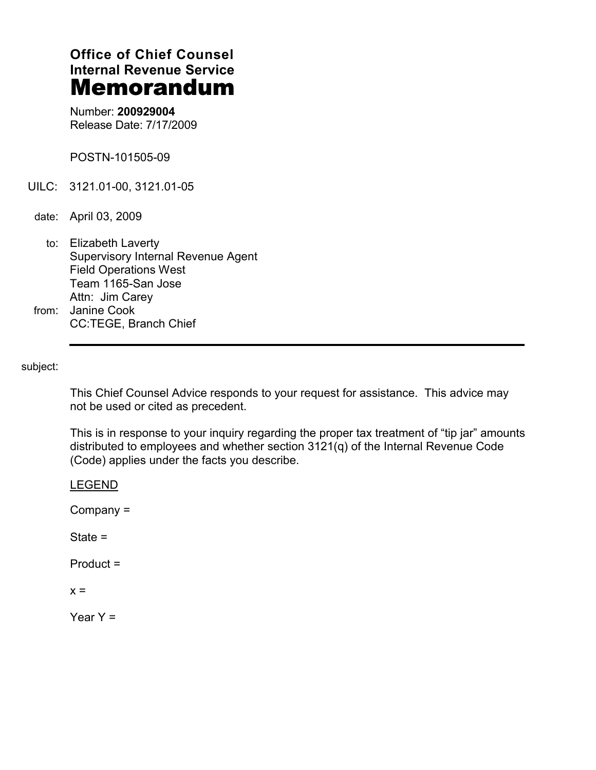# Office of Chief Counsel
# Internal Revenue Service
# Memorandum

Number: **200929004**
Release Date: 7/17/2009

POSTN-101505-09

UILC: 3121.01-00, 3121.01-05

date: April 03, 2009

to: Elizabeth Laverty
Supervisory Internal Revenue Agent
Field Operations West
Team 1165-San Jose
Attn: Jim Carey

from: Janine Cook
CC:TEGE, Branch Chief

---

subject:

This Chief Counsel Advice responds to your request for assistance. This advice may not be used or cited as precedent.

This is in response to your inquiry regarding the proper tax treatment of "tip jar" amounts distributed to employees and whether section 3121(q) of the Internal Revenue Code (Code) applies under the facts you describe.

LEGEND

Company =

State =

Product =

x =

Year Y =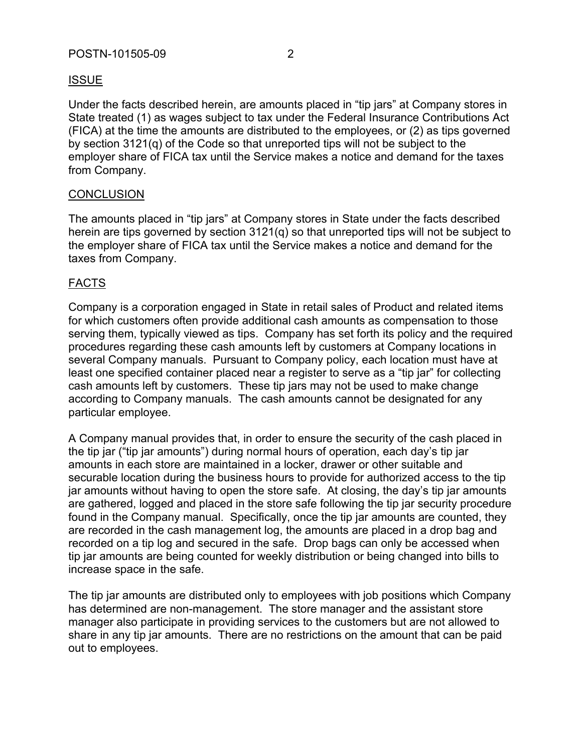## ISSUE

Under the facts described herein, are amounts placed in "tip jars" at Company stores in State treated (1) as wages subject to tax under the Federal Insurance Contributions Act (FICA) at the time the amounts are distributed to the employees, or (2) as tips governed by section 3121(q) of the Code so that unreported tips will not be subject to the employer share of FICA tax until the Service makes a notice and demand for the taxes from Company.

## CONCLUSION

The amounts placed in "tip jars" at Company stores in State under the facts described herein are tips governed by section 3121(q) so that unreported tips will not be subject to the employer share of FICA tax until the Service makes a notice and demand for the taxes from Company.

## FACTS

Company is a corporation engaged in State in retail sales of Product and related items for which customers often provide additional cash amounts as compensation to those serving them, typically viewed as tips. Company has set forth its policy and the required procedures regarding these cash amounts left by customers at Company locations in several Company manuals. Pursuant to Company policy, each location must have at least one specified container placed near a register to serve as a "tip jar" for collecting cash amounts left by customers. These tip jars may not be used to make change according to Company manuals. The cash amounts cannot be designated for any particular employee.

A Company manual provides that, in order to ensure the security of the cash placed in the tip jar ("tip jar amounts") during normal hours of operation, each day's tip jar amounts in each store are maintained in a locker, drawer or other suitable and securable location during the business hours to provide for authorized access to the tip jar amounts without having to open the store safe. At closing, the day's tip jar amounts are gathered, logged and placed in the store safe following the tip jar security procedure found in the Company manual. Specifically, once the tip jar amounts are counted, they are recorded in the cash management log, the amounts are placed in a drop bag and recorded on a tip log and secured in the safe. Drop bags can only be accessed when tip jar amounts are being counted for weekly distribution or being changed into bills to increase space in the safe.

The tip jar amounts are distributed only to employees with job positions which Company has determined are non-management. The store manager and the assistant store manager also participate in providing services to the customers but are not allowed to share in any tip jar amounts. There are no restrictions on the amount that can be paid out to employees.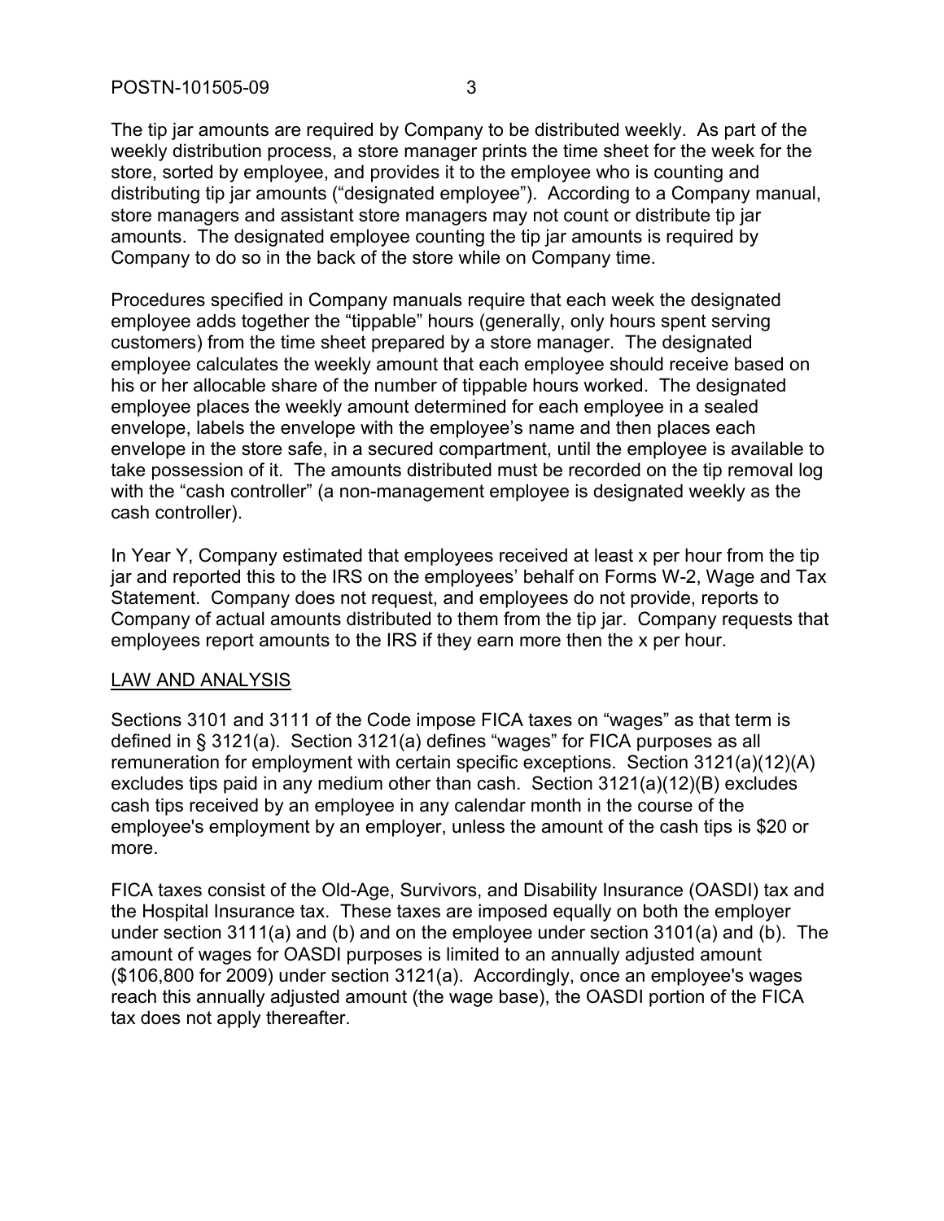The tip jar amounts are required by Company to be distributed weekly. As part of the weekly distribution process, a store manager prints the time sheet for the week for the store, sorted by employee, and provides it to the employee who is counting and distributing tip jar amounts ("designated employee"). According to a Company manual, store managers and assistant store managers may not count or distribute tip jar amounts. The designated employee counting the tip jar amounts is required by Company to do so in the back of the store while on Company time.

Procedures specified in Company manuals require that each week the designated employee adds together the "tippable" hours (generally, only hours spent serving customers) from the time sheet prepared by a store manager. The designated employee calculates the weekly amount that each employee should receive based on his or her allocable share of the number of tippable hours worked. The designated employee places the weekly amount determined for each employee in a sealed envelope, labels the envelope with the employee's name and then places each envelope in the store safe, in a secured compartment, until the employee is available to take possession of it. The amounts distributed must be recorded on the tip removal log with the "cash controller" (a non-management employee is designated weekly as the cash controller).

In Year Y, Company estimated that employees received at least x per hour from the tip jar and reported this to the IRS on the employees' behalf on Forms W-2, Wage and Tax Statement. Company does not request, and employees do not provide, reports to Company of actual amounts distributed to them from the tip jar. Company requests that employees report amounts to the IRS if they earn more then the x per hour.

## LAW AND ANALYSIS

Sections 3101 and 3111 of the Code impose FICA taxes on "wages" as that term is defined in § 3121(a). Section 3121(a) defines "wages" for FICA purposes as all remuneration for employment with certain specific exceptions. Section 3121(a)(12)(A) excludes tips paid in any medium other than cash. Section 3121(a)(12)(B) excludes cash tips received by an employee in any calendar month in the course of the employee's employment by an employer, unless the amount of the cash tips is $20 or more.

FICA taxes consist of the Old-Age, Survivors, and Disability Insurance (OASDI) tax and the Hospital Insurance tax. These taxes are imposed equally on both the employer under section 3111(a) and (b) and on the employee under section 3101(a) and (b). The amount of wages for OASDI purposes is limited to an annually adjusted amount ($106,800 for 2009) under section 3121(a). Accordingly, once an employee's wages reach this annually adjusted amount (the wage base), the OASDI portion of the FICA tax does not apply thereafter.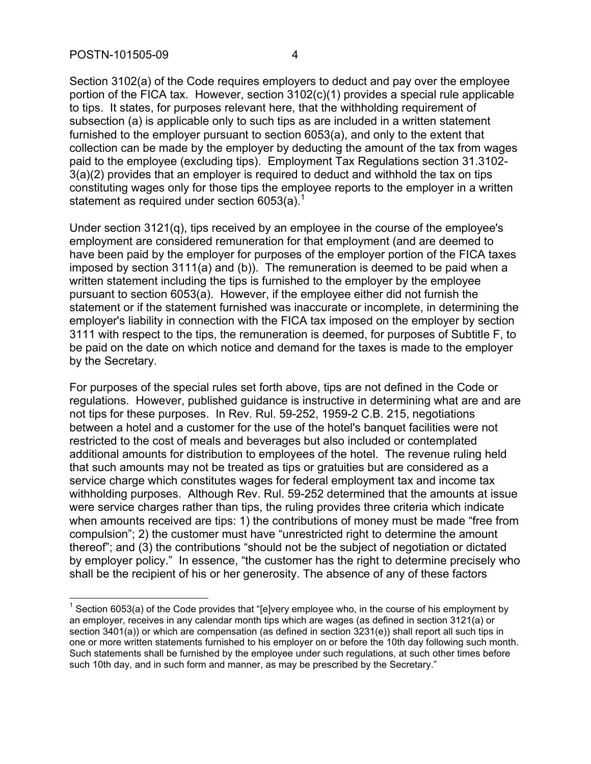Section 3102(a) of the Code requires employers to deduct and pay over the employee portion of the FICA tax. However, section 3102(c)(1) provides a special rule applicable to tips. It states, for purposes relevant here, that the withholding requirement of subsection (a) is applicable only to such tips as are included in a written statement furnished to the employer pursuant to section 6053(a), and only to the extent that collection can be made by the employer by deducting the amount of the tax from wages paid to the employee (excluding tips). Employment Tax Regulations section 31.3102-3(a)(2) provides that an employer is required to deduct and withhold the tax on tips constituting wages only for those tips the employee reports to the employer in a written statement as required under section 6053(a).[1]

Under section 3121(q), tips received by an employee in the course of the employee's employment are considered remuneration for that employment (and are deemed to have been paid by the employer for purposes of the employer portion of the FICA taxes imposed by section 3111(a) and (b)). The remuneration is deemed to be paid when a written statement including the tips is furnished to the employer by the employee pursuant to section 6053(a). However, if the employee either did not furnish the statement or if the statement furnished was inaccurate or incomplete, in determining the employer's liability in connection with the FICA tax imposed on the employer by section 3111 with respect to the tips, the remuneration is deemed, for purposes of Subtitle F, to be paid on the date on which notice and demand for the taxes is made to the employer by the Secretary.

For purposes of the special rules set forth above, tips are not defined in the Code or regulations. However, published guidance is instructive in determining what are and are not tips for these purposes. In Rev. Rul. 59-252, 1959-2 C.B. 215, negotiations between a hotel and a customer for the use of the hotel's banquet facilities were not restricted to the cost of meals and beverages but also included or contemplated additional amounts for distribution to employees of the hotel. The revenue ruling held that such amounts may not be treated as tips or gratuities but are considered as a service charge which constitutes wages for federal employment tax and income tax withholding purposes. Although Rev. Rul. 59-252 determined that the amounts at issue were service charges rather than tips, the ruling provides three criteria which indicate when amounts received are tips: 1) the contributions of money must be made "free from compulsion"; 2) the customer must have "unrestricted right to determine the amount thereof"; and (3) the contributions "should not be the subject of negotiation or dictated by employer policy." In essence, "the customer has the right to determine precisely who shall be the recipient of his or her generosity. The absence of any of these factors

[1] Section 6053(a) of the Code provides that "[e]very employee who, in the course of his employment by an employer, receives in any calendar month tips which are wages (as defined in section 3121(a) or section 3401(a)) or which are compensation (as defined in section 3231(e)) shall report all such tips in one or more written statements furnished to his employer on or before the 10th day following such month. Such statements shall be furnished by the employee under such regulations, at such other times before such 10th day, and in such form and manner, as may be prescribed by the Secretary."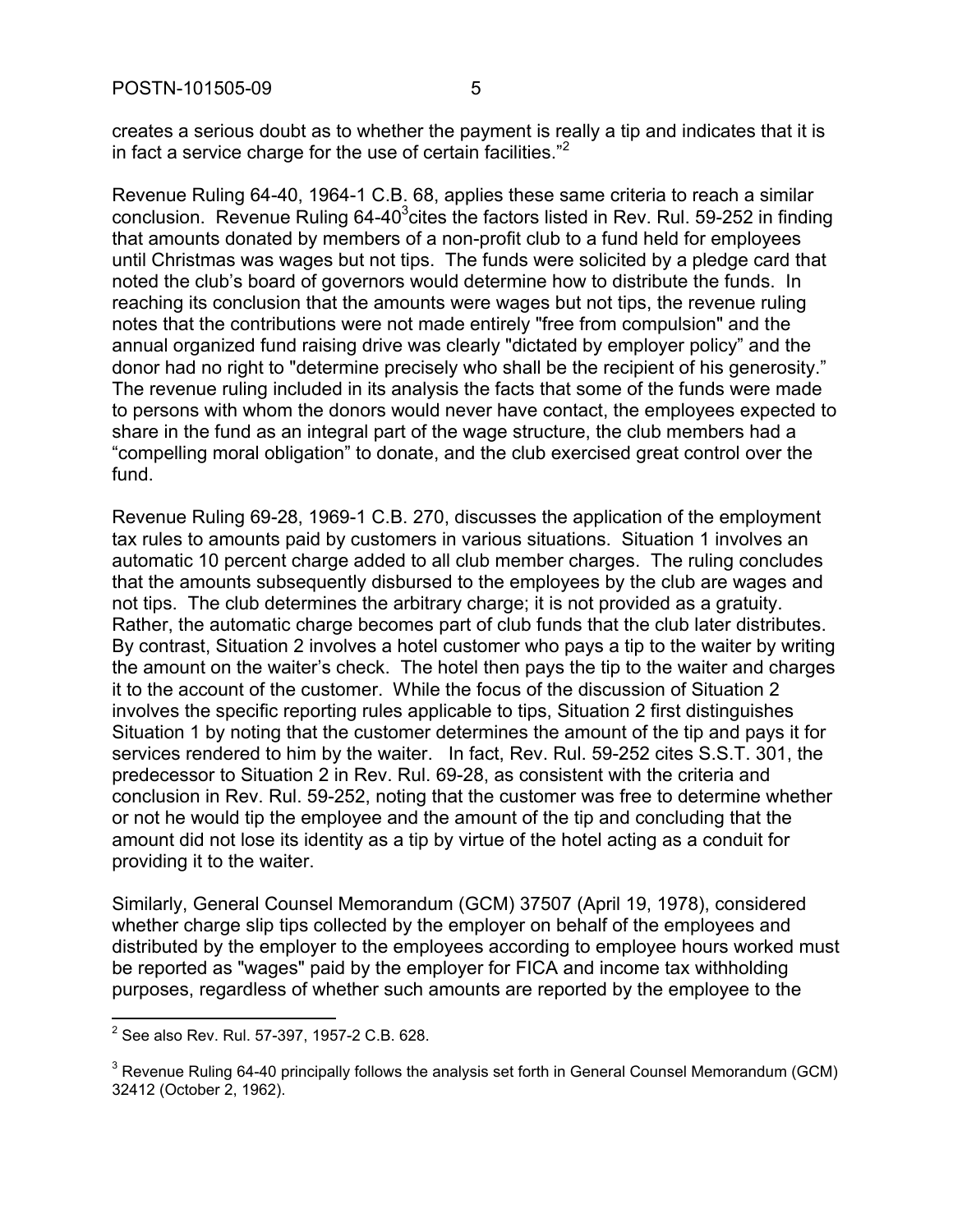creates a serious doubt as to whether the payment is really a tip and indicates that it is in fact a service charge for the use of certain facilities."[2]

Revenue Ruling 64-40, 1964-1 C.B. 68, applies these same criteria to reach a similar conclusion. Revenue Ruling 64-40[3] cites the factors listed in Rev. Rul. 59-252 in finding that amounts donated by members of a non-profit club to a fund held for employees until Christmas was wages but not tips. The funds were solicited by a pledge card that noted the club's board of governors would determine how to distribute the funds. In reaching its conclusion that the amounts were wages but not tips, the revenue ruling notes that the contributions were not made entirely "free from compulsion" and the annual organized fund raising drive was clearly "dictated by employer policy" and the donor had no right to "determine precisely who shall be the recipient of his generosity." The revenue ruling included in its analysis the facts that some of the funds were made to persons with whom the donors would never have contact, the employees expected to share in the fund as an integral part of the wage structure, the club members had a "compelling moral obligation" to donate, and the club exercised great control over the fund.

Revenue Ruling 69-28, 1969-1 C.B. 270, discusses the application of the employment tax rules to amounts paid by customers in various situations. Situation 1 involves an automatic 10 percent charge added to all club member charges. The ruling concludes that the amounts subsequently disbursed to the employees by the club are wages and not tips. The club determines the arbitrary charge; it is not provided as a gratuity. Rather, the automatic charge becomes part of club funds that the club later distributes. By contrast, Situation 2 involves a hotel customer who pays a tip to the waiter by writing the amount on the waiter's check. The hotel then pays the tip to the waiter and charges it to the account of the customer. While the focus of the discussion of Situation 2 involves the specific reporting rules applicable to tips, Situation 2 first distinguishes Situation 1 by noting that the customer determines the amount of the tip and pays it for services rendered to him by the waiter. In fact, Rev. Rul. 59-252 cites S.S.T. 301, the predecessor to Situation 2 in Rev. Rul. 69-28, as consistent with the criteria and conclusion in Rev. Rul. 59-252, noting that the customer was free to determine whether or not he would tip the employee and the amount of the tip and concluding that the amount did not lose its identity as a tip by virtue of the hotel acting as a conduit for providing it to the waiter.

Similarly, General Counsel Memorandum (GCM) 37507 (April 19, 1978), considered whether charge slip tips collected by the employer on behalf of the employees and distributed by the employer to the employees according to employee hours worked must be reported as "wages" paid by the employer for FICA and income tax withholding purposes, regardless of whether such amounts are reported by the employee to the

---

[2] See also Rev. Rul. 57-397, 1957-2 C.B. 628.

[3] Revenue Ruling 64-40 principally follows the analysis set forth in General Counsel Memorandum (GCM) 32412 (October 2, 1962).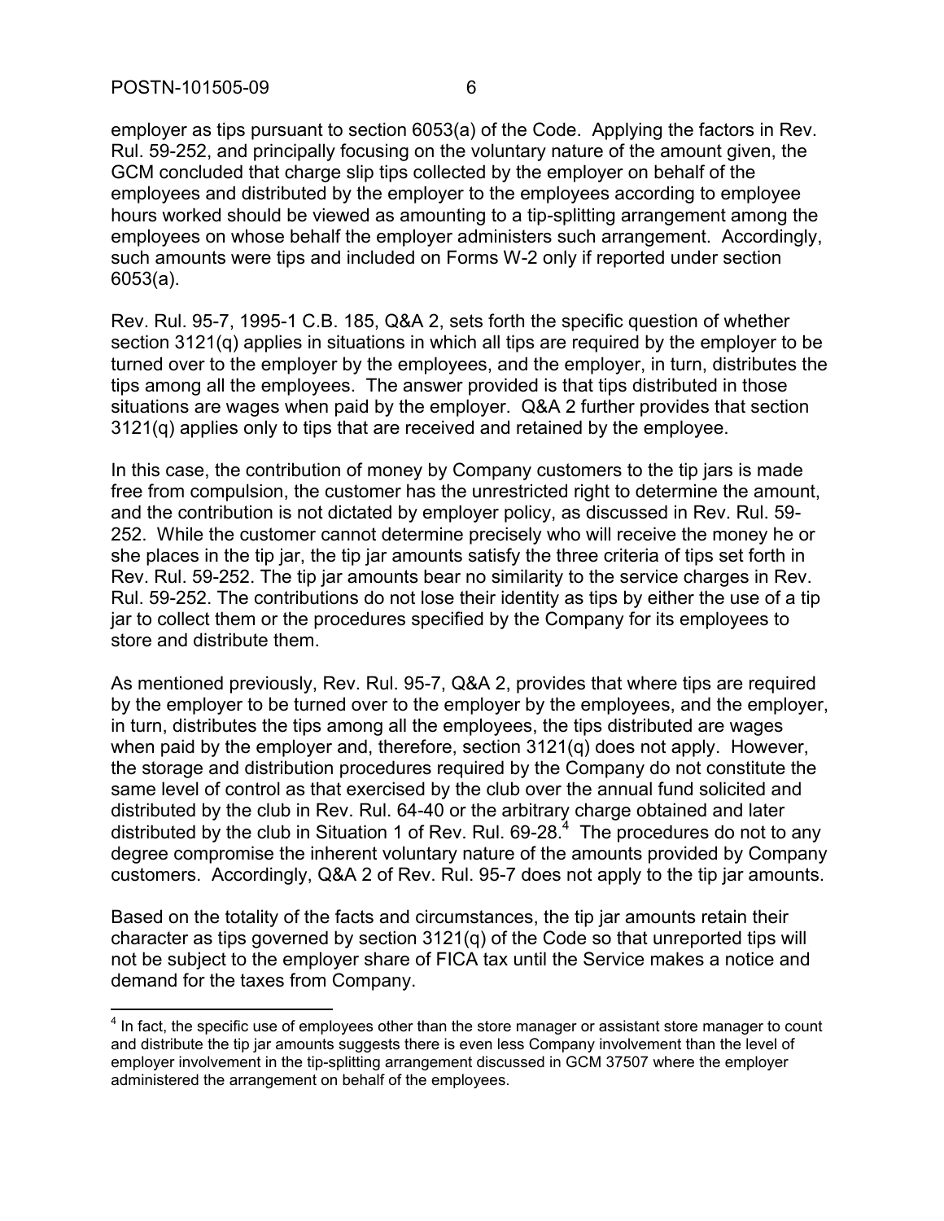employer as tips pursuant to section 6053(a) of the Code. Applying the factors in Rev. Rul. 59-252, and principally focusing on the voluntary nature of the amount given, the GCM concluded that charge slip tips collected by the employer on behalf of the employees and distributed by the employer to the employees according to employee hours worked should be viewed as amounting to a tip-splitting arrangement among the employees on whose behalf the employer administers such arrangement. Accordingly, such amounts were tips and included on Forms W-2 only if reported under section 6053(a).

Rev. Rul. 95-7, 1995-1 C.B. 185, Q&A 2, sets forth the specific question of whether section 3121(q) applies in situations in which all tips are required by the employer to be turned over to the employer by the employees, and the employer, in turn, distributes the tips among all the employees. The answer provided is that tips distributed in those situations are wages when paid by the employer. Q&A 2 further provides that section 3121(q) applies only to tips that are received and retained by the employee.

In this case, the contribution of money by Company customers to the tip jars is made free from compulsion, the customer has the unrestricted right to determine the amount, and the contribution is not dictated by employer policy, as discussed in Rev. Rul. 59-252. While the customer cannot determine precisely who will receive the money he or she places in the tip jar, the tip jar amounts satisfy the three criteria of tips set forth in Rev. Rul. 59-252. The tip jar amounts bear no similarity to the service charges in Rev. Rul. 59-252. The contributions do not lose their identity as tips by either the use of a tip jar to collect them or the procedures specified by the Company for its employees to store and distribute them.

As mentioned previously, Rev. Rul. 95-7, Q&A 2, provides that where tips are required by the employer to be turned over to the employer by the employees, and the employer, in turn, distributes the tips among all the employees, the tips distributed are wages when paid by the employer and, therefore, section 3121(q) does not apply. However, the storage and distribution procedures required by the Company do not constitute the same level of control as that exercised by the club over the annual fund solicited and distributed by the club in Rev. Rul. 64-40 or the arbitrary charge obtained and later distributed by the club in Situation 1 of Rev. Rul. 69-28.[4] The procedures do not to any degree compromise the inherent voluntary nature of the amounts provided by Company customers. Accordingly, Q&A 2 of Rev. Rul. 95-7 does not apply to the tip jar amounts.

Based on the totality of the facts and circumstances, the tip jar amounts retain their character as tips governed by section 3121(q) of the Code so that unreported tips will not be subject to the employer share of FICA tax until the Service makes a notice and demand for the taxes from Company.

---

[4] In fact, the specific use of employees other than the store manager or assistant store manager to count and distribute the tip jar amounts suggests there is even less Company involvement than the level of employer involvement in the tip-splitting arrangement discussed in GCM 37507 where the employer administered the arrangement on behalf of the employees.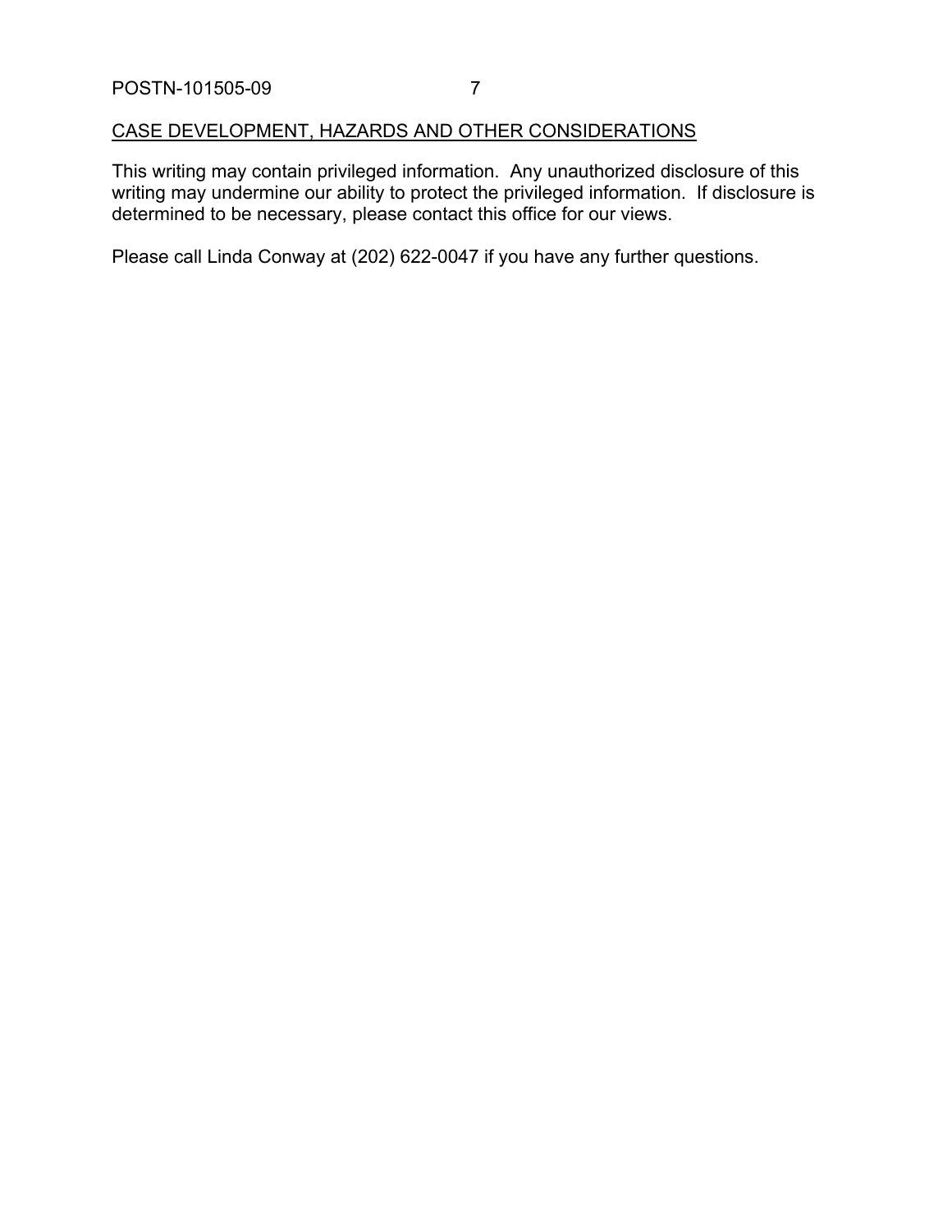## CASE DEVELOPMENT, HAZARDS AND OTHER CONSIDERATIONS

This writing may contain privileged information. Any unauthorized disclosure of this writing may undermine our ability to protect the privileged information. If disclosure is determined to be necessary, please contact this office for our views.

Please call Linda Conway at (202) 622-0047 if you have any further questions.